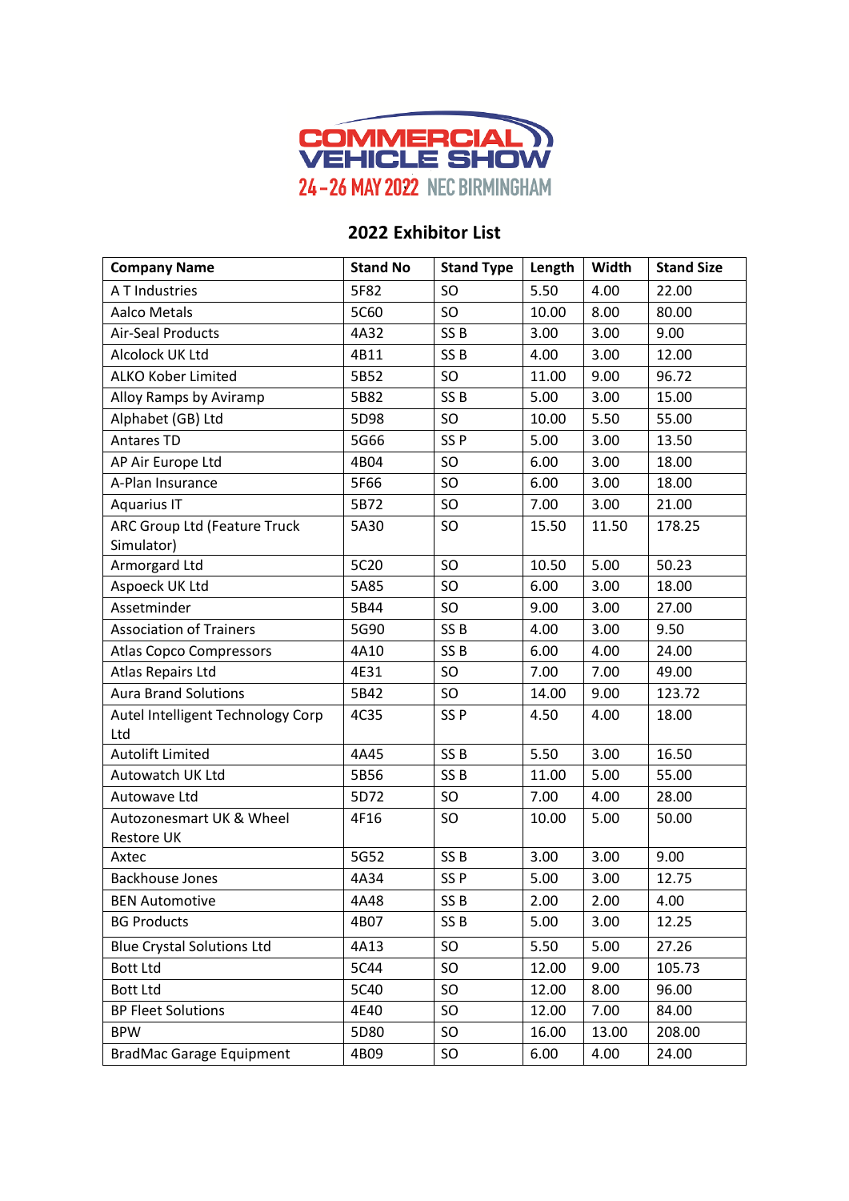COMMERCIAL VEHICLE SHOW

24 - 26 MAY 2022 NEC BIRMINGHAM

## 2022 Exhibitor List

| Company Name | Stand No | Stand Type | Length | Width | Stand Size |
|---|---|---|---|---|---|
| A T Industries | 5F82 | SO | 5.50 | 4.00 | 22.00 |
| Aalco Metals | 5C60 | SO | 10.00 | 8.00 | 80.00 |
| Air-Seal Products | 4A32 | SS B | 3.00 | 3.00 | 9.00 |
| Alcolock UK Ltd | 4B11 | SS B | 4.00 | 3.00 | 12.00 |
| ALKO Kober Limited | 5B52 | SO | 11.00 | 9.00 | 96.72 |
| Alloy Ramps by Aviramp | 5B82 | SS B | 5.00 | 3.00 | 15.00 |
| Alphabet (GB) Ltd | 5D98 | SO | 10.00 | 5.50 | 55.00 |
| Antares TD | 5G66 | SS P | 5.00 | 3.00 | 13.50 |
| AP Air Europe Ltd | 4B04 | SO | 6.00 | 3.00 | 18.00 |
| A-Plan Insurance | 5F66 | SO | 6.00 | 3.00 | 18.00 |
| Aquarius IT | 5B72 | SO | 7.00 | 3.00 | 21.00 |
| ARC Group Ltd (Feature Truck Simulator) | 5A30 | SO | 15.50 | 11.50 | 178.25 |
| Armorgard Ltd | 5C20 | SO | 10.50 | 5.00 | 50.23 |
| Aspoeck UK Ltd | 5A85 | SO | 6.00 | 3.00 | 18.00 |
| Assetminder | 5B44 | SO | 9.00 | 3.00 | 27.00 |
| Association of Trainers | 5G90 | SS B | 4.00 | 3.00 | 9.50 |
| Atlas Copco Compressors | 4A10 | SS B | 6.00 | 4.00 | 24.00 |
| Atlas Repairs Ltd | 4E31 | SO | 7.00 | 7.00 | 49.00 |
| Aura Brand Solutions | 5B42 | SO | 14.00 | 9.00 | 123.72 |
| Autel Intelligent Technology Corp Ltd | 4C35 | SS P | 4.50 | 4.00 | 18.00 |
| Autolift Limited | 4A45 | SS B | 5.50 | 3.00 | 16.50 |
| Autowatch UK Ltd | 5B56 | SS B | 11.00 | 5.00 | 55.00 |
| Autowave Ltd | 5D72 | SO | 7.00 | 4.00 | 28.00 |
| Autozonesmart UK & Wheel Restore UK | 4F16 | SO | 10.00 | 5.00 | 50.00 |
| Axtec | 5G52 | SS B | 3.00 | 3.00 | 9.00 |
| Backhouse Jones | 4A34 | SS P | 5.00 | 3.00 | 12.75 |
| BEN Automotive | 4A48 | SS B | 2.00 | 2.00 | 4.00 |
| BG Products | 4B07 | SS B | 5.00 | 3.00 | 12.25 |
| Blue Crystal Solutions Ltd | 4A13 | SO | 5.50 | 5.00 | 27.26 |
| Bott Ltd | 5C44 | SO | 12.00 | 9.00 | 105.73 |
| Bott Ltd | 5C40 | SO | 12.00 | 8.00 | 96.00 |
| BP Fleet Solutions | 4E40 | SO | 12.00 | 7.00 | 84.00 |
| BPW | 5D80 | SO | 16.00 | 13.00 | 208.00 |
| BradMac Garage Equipment | 4B09 | SO | 6.00 | 4.00 | 24.00 |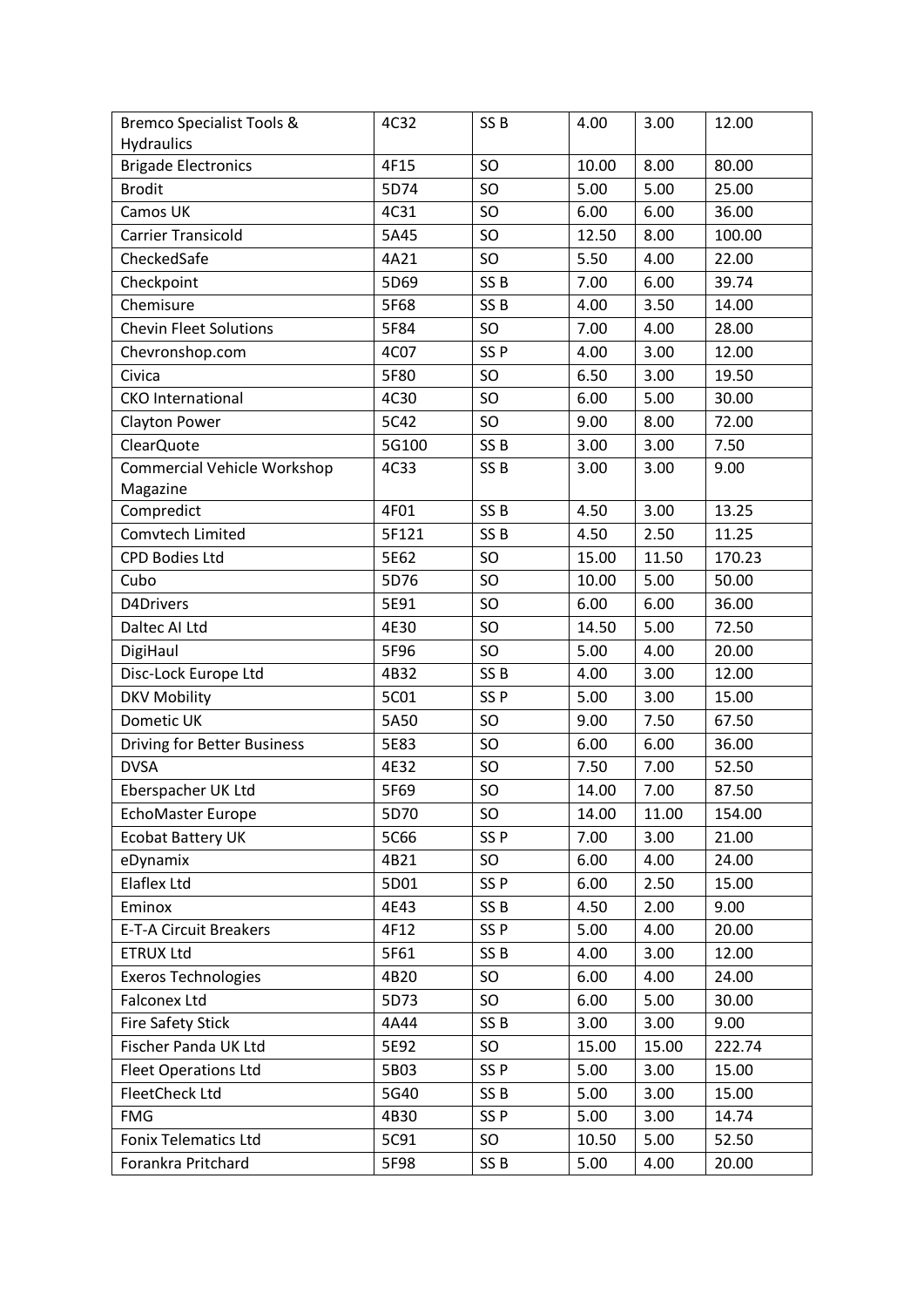| Bremco Specialist Tools & Hydraulics | 4C32 | SS B | 4.00 | 3.00 | 12.00 |
|---|---|---|---|---|---|
| Brigade Electronics | 4F15 | SO | 10.00 | 8.00 | 80.00 |
| Brodit | 5D74 | SO | 5.00 | 5.00 | 25.00 |
| Camos UK | 4C31 | SO | 6.00 | 6.00 | 36.00 |
| Carrier Transicold | 5A45 | SO | 12.50 | 8.00 | 100.00 |
| CheckedSafe | 4A21 | SO | 5.50 | 4.00 | 22.00 |
| Checkpoint | 5D69 | SS B | 7.00 | 6.00 | 39.74 |
| Chemisure | 5F68 | SS B | 4.00 | 3.50 | 14.00 |
| Chevin Fleet Solutions | 5F84 | SO | 7.00 | 4.00 | 28.00 |
| Chevronshop.com | 4C07 | SS P | 4.00 | 3.00 | 12.00 |
| Civica | 5F80 | SO | 6.50 | 3.00 | 19.50 |
| CKO International | 4C30 | SO | 6.00 | 5.00 | 30.00 |
| Clayton Power | 5C42 | SO | 9.00 | 8.00 | 72.00 |
| ClearQuote | 5G100 | SS B | 3.00 | 3.00 | 7.50 |
| Commercial Vehicle Workshop Magazine | 4C33 | SS B | 3.00 | 3.00 | 9.00 |
| Compredict | 4F01 | SS B | 4.50 | 3.00 | 13.25 |
| Comvtech Limited | 5F121 | SS B | 4.50 | 2.50 | 11.25 |
| CPD Bodies Ltd | 5E62 | SO | 15.00 | 11.50 | 170.23 |
| Cubo | 5D76 | SO | 10.00 | 5.00 | 50.00 |
| D4Drivers | 5E91 | SO | 6.00 | 6.00 | 36.00 |
| Daltec AI Ltd | 4E30 | SO | 14.50 | 5.00 | 72.50 |
| DigiHaul | 5F96 | SO | 5.00 | 4.00 | 20.00 |
| Disc-Lock Europe Ltd | 4B32 | SS B | 4.00 | 3.00 | 12.00 |
| DKV Mobility | 5C01 | SS P | 5.00 | 3.00 | 15.00 |
| Dometic UK | 5A50 | SO | 9.00 | 7.50 | 67.50 |
| Driving for Better Business | 5E83 | SO | 6.00 | 6.00 | 36.00 |
| DVSA | 4E32 | SO | 7.50 | 7.00 | 52.50 |
| Eberspacher UK Ltd | 5F69 | SO | 14.00 | 7.00 | 87.50 |
| EchoMaster Europe | 5D70 | SO | 14.00 | 11.00 | 154.00 |
| Ecobat Battery UK | 5C66 | SS P | 7.00 | 3.00 | 21.00 |
| eDynamix | 4B21 | SO | 6.00 | 4.00 | 24.00 |
| Elaflex Ltd | 5D01 | SS P | 6.00 | 2.50 | 15.00 |
| Eminox | 4E43 | SS B | 4.50 | 2.00 | 9.00 |
| E-T-A Circuit Breakers | 4F12 | SS P | 5.00 | 4.00 | 20.00 |
| ETRUX Ltd | 5F61 | SS B | 4.00 | 3.00 | 12.00 |
| Exeros Technologies | 4B20 | SO | 6.00 | 4.00 | 24.00 |
| Falconex Ltd | 5D73 | SO | 6.00 | 5.00 | 30.00 |
| Fire Safety Stick | 4A44 | SS B | 3.00 | 3.00 | 9.00 |
| Fischer Panda UK Ltd | 5E92 | SO | 15.00 | 15.00 | 222.74 |
| Fleet Operations Ltd | 5B03 | SS P | 5.00 | 3.00 | 15.00 |
| FleetCheck Ltd | 5G40 | SS B | 5.00 | 3.00 | 15.00 |
| FMG | 4B30 | SS P | 5.00 | 3.00 | 14.74 |
| Fonix Telematics Ltd | 5C91 | SO | 10.50 | 5.00 | 52.50 |
| Forankra Pritchard | 5F98 | SS B | 5.00 | 4.00 | 20.00 |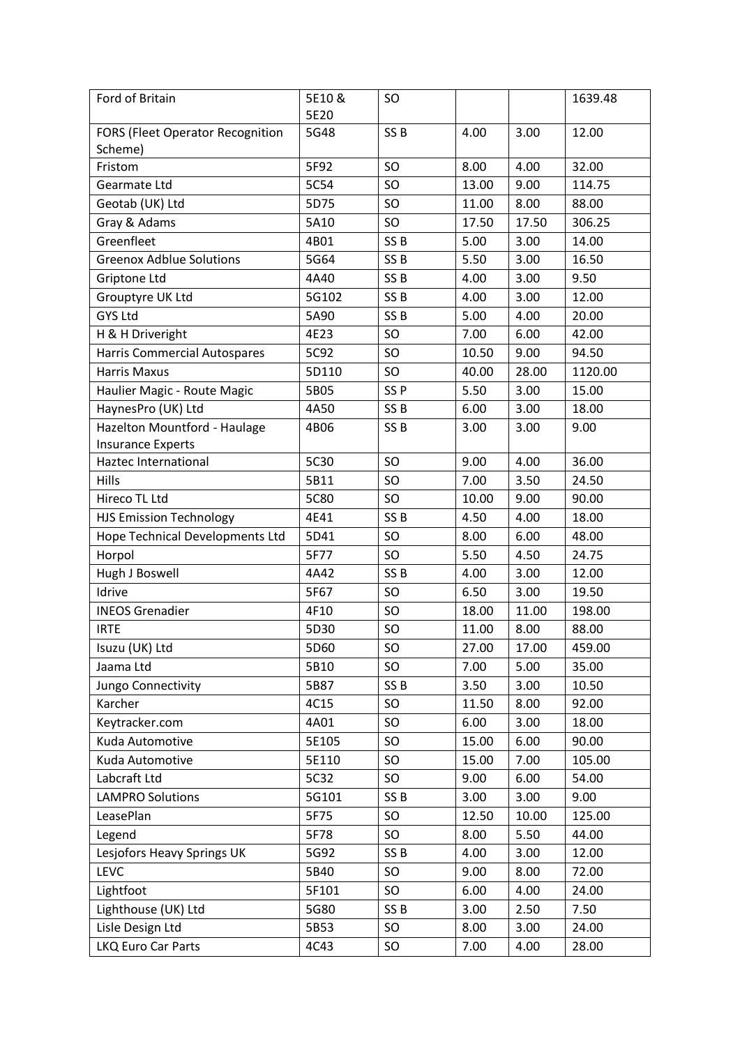| Ford of Britain | 5E10 & 5E20 | SO | | | 1639.48 |
|---|---|---|---|---|---|
| FORS (Fleet Operator Recognition Scheme) | 5G48 | SS B | 4.00 | 3.00 | 12.00 |
| Fristom | 5F92 | SO | 8.00 | 4.00 | 32.00 |
| Gearmate Ltd | 5C54 | SO | 13.00 | 9.00 | 114.75 |
| Geotab (UK) Ltd | 5D75 | SO | 11.00 | 8.00 | 88.00 |
| Gray & Adams | 5A10 | SO | 17.50 | 17.50 | 306.25 |
| Greenfleet | 4B01 | SS B | 5.00 | 3.00 | 14.00 |
| Greenox Adblue Solutions | 5G64 | SS B | 5.50 | 3.00 | 16.50 |
| Griptone Ltd | 4A40 | SS B | 4.00 | 3.00 | 9.50 |
| Grouptyre UK Ltd | 5G102 | SS B | 4.00 | 3.00 | 12.00 |
| GYS Ltd | 5A90 | SS B | 5.00 | 4.00 | 20.00 |
| H & H Driveright | 4E23 | SO | 7.00 | 6.00 | 42.00 |
| Harris Commercial Autospares | 5C92 | SO | 10.50 | 9.00 | 94.50 |
| Harris Maxus | 5D110 | SO | 40.00 | 28.00 | 1120.00 |
| Haulier Magic - Route Magic | 5B05 | SS P | 5.50 | 3.00 | 15.00 |
| HaynesPro (UK) Ltd | 4A50 | SS B | 6.00 | 3.00 | 18.00 |
| Hazelton Mountford - Haulage Insurance Experts | 4B06 | SS B | 3.00 | 3.00 | 9.00 |
| Haztec International | 5C30 | SO | 9.00 | 4.00 | 36.00 |
| Hills | 5B11 | SO | 7.00 | 3.50 | 24.50 |
| Hireco TL Ltd | 5C80 | SO | 10.00 | 9.00 | 90.00 |
| HJS Emission Technology | 4E41 | SS B | 4.50 | 4.00 | 18.00 |
| Hope Technical Developments Ltd | 5D41 | SO | 8.00 | 6.00 | 48.00 |
| Horpol | 5F77 | SO | 5.50 | 4.50 | 24.75 |
| Hugh J Boswell | 4A42 | SS B | 4.00 | 3.00 | 12.00 |
| Idrive | 5F67 | SO | 6.50 | 3.00 | 19.50 |
| INEOS Grenadier | 4F10 | SO | 18.00 | 11.00 | 198.00 |
| IRTE | 5D30 | SO | 11.00 | 8.00 | 88.00 |
| Isuzu (UK) Ltd | 5D60 | SO | 27.00 | 17.00 | 459.00 |
| Jaama Ltd | 5B10 | SO | 7.00 | 5.00 | 35.00 |
| Jungo Connectivity | 5B87 | SS B | 3.50 | 3.00 | 10.50 |
| Karcher | 4C15 | SO | 11.50 | 8.00 | 92.00 |
| Keytracker.com | 4A01 | SO | 6.00 | 3.00 | 18.00 |
| Kuda Automotive | 5E105 | SO | 15.00 | 6.00 | 90.00 |
| Kuda Automotive | 5E110 | SO | 15.00 | 7.00 | 105.00 |
| Labcraft Ltd | 5C32 | SO | 9.00 | 6.00 | 54.00 |
| LAMPRO Solutions | 5G101 | SS B | 3.00 | 3.00 | 9.00 |
| LeasePlan | 5F75 | SO | 12.50 | 10.00 | 125.00 |
| Legend | 5F78 | SO | 8.00 | 5.50 | 44.00 |
| Lesjofors Heavy Springs UK | 5G92 | SS B | 4.00 | 3.00 | 12.00 |
| LEVC | 5B40 | SO | 9.00 | 8.00 | 72.00 |
| Lightfoot | 5F101 | SO | 6.00 | 4.00 | 24.00 |
| Lighthouse (UK) Ltd | 5G80 | SS B | 3.00 | 2.50 | 7.50 |
| Lisle Design Ltd | 5B53 | SO | 8.00 | 3.00 | 24.00 |
| LKQ Euro Car Parts | 4C43 | SO | 7.00 | 4.00 | 28.00 |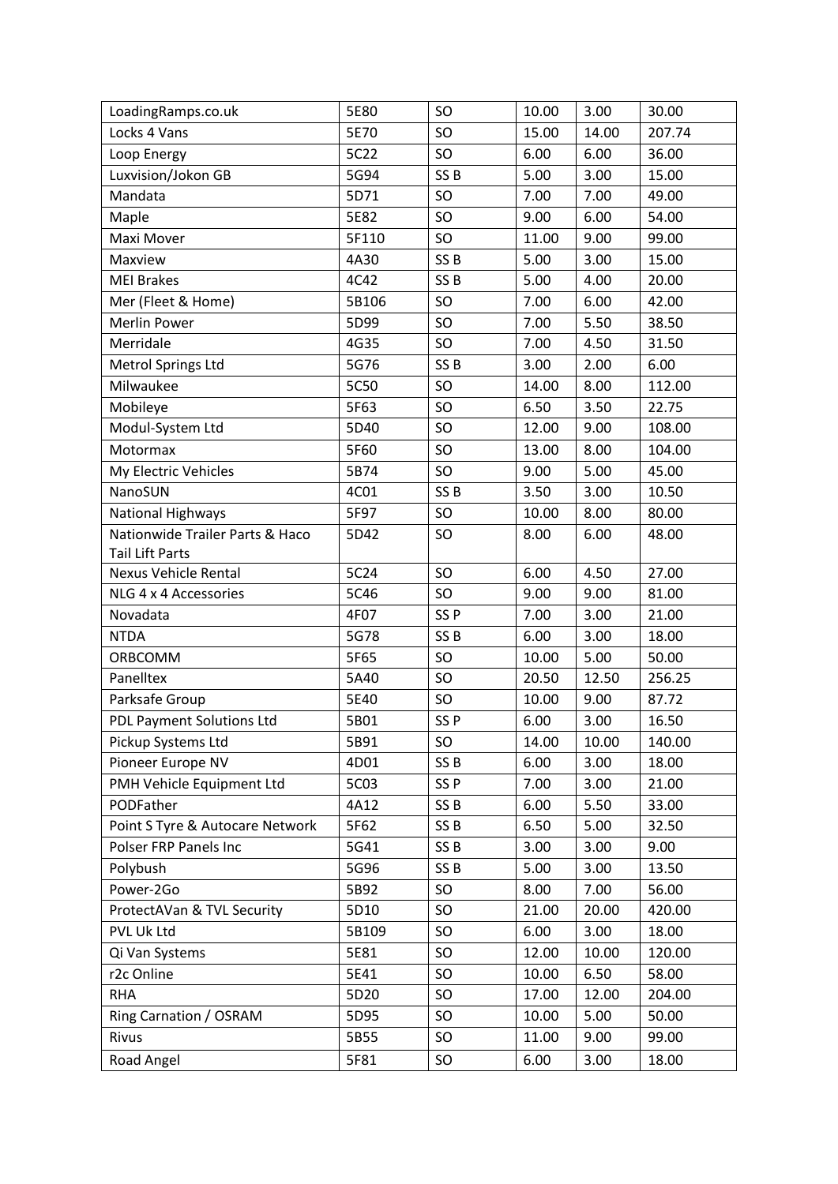| LoadingRamps.co.uk | 5E80 | SO | 10.00 | 3.00 | 30.00 |
|---|---|---|---|---|---|
| Locks 4 Vans | 5E70 | SO | 15.00 | 14.00 | 207.74 |
| Loop Energy | 5C22 | SO | 6.00 | 6.00 | 36.00 |
| Luxvision/Jokon GB | 5G94 | SS B | 5.00 | 3.00 | 15.00 |
| Mandata | 5D71 | SO | 7.00 | 7.00 | 49.00 |
| Maple | 5E82 | SO | 9.00 | 6.00 | 54.00 |
| Maxi Mover | 5F110 | SO | 11.00 | 9.00 | 99.00 |
| Maxview | 4A30 | SS B | 5.00 | 3.00 | 15.00 |
| MEI Brakes | 4C42 | SS B | 5.00 | 4.00 | 20.00 |
| Mer (Fleet & Home) | 5B106 | SO | 7.00 | 6.00 | 42.00 |
| Merlin Power | 5D99 | SO | 7.00 | 5.50 | 38.50 |
| Merridale | 4G35 | SO | 7.00 | 4.50 | 31.50 |
| Metrol Springs Ltd | 5G76 | SS B | 3.00 | 2.00 | 6.00 |
| Milwaukee | 5C50 | SO | 14.00 | 8.00 | 112.00 |
| Mobileye | 5F63 | SO | 6.50 | 3.50 | 22.75 |
| Modul-System Ltd | 5D40 | SO | 12.00 | 9.00 | 108.00 |
| Motormax | 5F60 | SO | 13.00 | 8.00 | 104.00 |
| My Electric Vehicles | 5B74 | SO | 9.00 | 5.00 | 45.00 |
| NanoSUN | 4C01 | SS B | 3.50 | 3.00 | 10.50 |
| National Highways | 5F97 | SO | 10.00 | 8.00 | 80.00 |
| Nationwide Trailer Parts & Haco Tail Lift Parts | 5D42 | SO | 8.00 | 6.00 | 48.00 |
| Nexus Vehicle Rental | 5C24 | SO | 6.00 | 4.50 | 27.00 |
| NLG 4 x 4 Accessories | 5C46 | SO | 9.00 | 9.00 | 81.00 |
| Novadata | 4F07 | SS P | 7.00 | 3.00 | 21.00 |
| NTDA | 5G78 | SS B | 6.00 | 3.00 | 18.00 |
| ORBCOMM | 5F65 | SO | 10.00 | 5.00 | 50.00 |
| Panelltex | 5A40 | SO | 20.50 | 12.50 | 256.25 |
| Parksafe Group | 5E40 | SO | 10.00 | 9.00 | 87.72 |
| PDL Payment Solutions Ltd | 5B01 | SS P | 6.00 | 3.00 | 16.50 |
| Pickup Systems Ltd | 5B91 | SO | 14.00 | 10.00 | 140.00 |
| Pioneer Europe NV | 4D01 | SS B | 6.00 | 3.00 | 18.00 |
| PMH Vehicle Equipment Ltd | 5C03 | SS P | 7.00 | 3.00 | 21.00 |
| PODFather | 4A12 | SS B | 6.00 | 5.50 | 33.00 |
| Point S Tyre & Autocare Network | 5F62 | SS B | 6.50 | 5.00 | 32.50 |
| Polser FRP Panels Inc | 5G41 | SS B | 3.00 | 3.00 | 9.00 |
| Polybush | 5G96 | SS B | 5.00 | 3.00 | 13.50 |
| Power-2Go | 5B92 | SO | 8.00 | 7.00 | 56.00 |
| ProtectAVan & TVL Security | 5D10 | SO | 21.00 | 20.00 | 420.00 |
| PVL Uk Ltd | 5B109 | SO | 6.00 | 3.00 | 18.00 |
| Qi Van Systems | 5E81 | SO | 12.00 | 10.00 | 120.00 |
| r2c Online | 5E41 | SO | 10.00 | 6.50 | 58.00 |
| RHA | 5D20 | SO | 17.00 | 12.00 | 204.00 |
| Ring Carnation / OSRAM | 5D95 | SO | 10.00 | 5.00 | 50.00 |
| Rivus | 5B55 | SO | 11.00 | 9.00 | 99.00 |
| Road Angel | 5F81 | SO | 6.00 | 3.00 | 18.00 |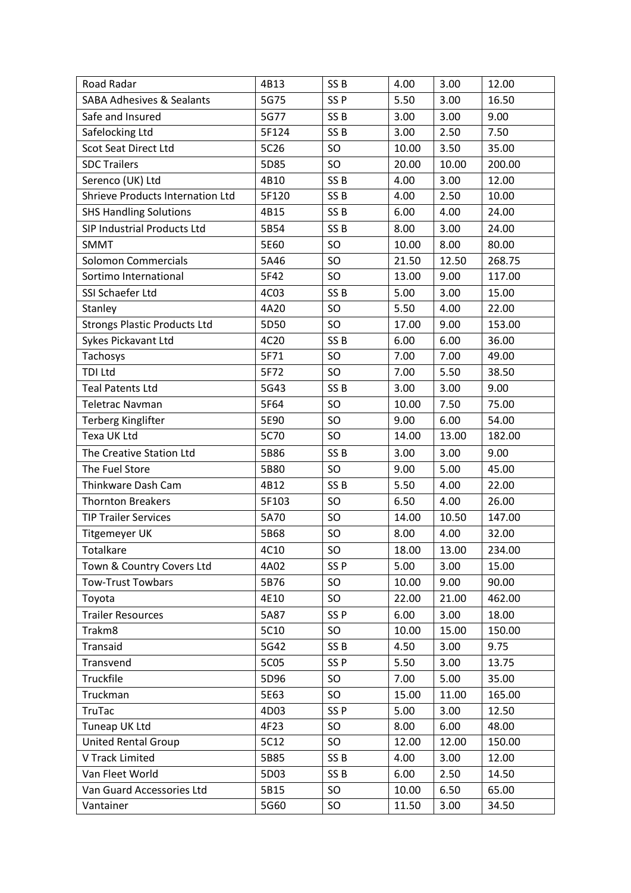| Road Radar | 4B13 | SS B | 4.00 | 3.00 | 12.00 |
|---|---|---|---|---|---|
| SABA Adhesives & Sealants | 5G75 | SS P | 5.50 | 3.00 | 16.50 |
| Safe and Insured | 5G77 | SS B | 3.00 | 3.00 | 9.00 |
| Safelocking Ltd | 5F124 | SS B | 3.00 | 2.50 | 7.50 |
| Scot Seat Direct Ltd | 5C26 | SO | 10.00 | 3.50 | 35.00 |
| SDC Trailers | 5D85 | SO | 20.00 | 10.00 | 200.00 |
| Serenco (UK) Ltd | 4B10 | SS B | 4.00 | 3.00 | 12.00 |
| Shrieve Products Internation Ltd | 5F120 | SS B | 4.00 | 2.50 | 10.00 |
| SHS Handling Solutions | 4B15 | SS B | 6.00 | 4.00 | 24.00 |
| SIP Industrial Products Ltd | 5B54 | SS B | 8.00 | 3.00 | 24.00 |
| SMMT | 5E60 | SO | 10.00 | 8.00 | 80.00 |
| Solomon Commercials | 5A46 | SO | 21.50 | 12.50 | 268.75 |
| Sortimo International | 5F42 | SO | 13.00 | 9.00 | 117.00 |
| SSI Schaefer Ltd | 4C03 | SS B | 5.00 | 3.00 | 15.00 |
| Stanley | 4A20 | SO | 5.50 | 4.00 | 22.00 |
| Strongs Plastic Products Ltd | 5D50 | SO | 17.00 | 9.00 | 153.00 |
| Sykes Pickavant Ltd | 4C20 | SS B | 6.00 | 6.00 | 36.00 |
| Tachosys | 5F71 | SO | 7.00 | 7.00 | 49.00 |
| TDI Ltd | 5F72 | SO | 7.00 | 5.50 | 38.50 |
| Teal Patents Ltd | 5G43 | SS B | 3.00 | 3.00 | 9.00 |
| Teletrac Navman | 5F64 | SO | 10.00 | 7.50 | 75.00 |
| Terberg Kinglifter | 5E90 | SO | 9.00 | 6.00 | 54.00 |
| Texa UK Ltd | 5C70 | SO | 14.00 | 13.00 | 182.00 |
| The Creative Station Ltd | 5B86 | SS B | 3.00 | 3.00 | 9.00 |
| The Fuel Store | 5B80 | SO | 9.00 | 5.00 | 45.00 |
| Thinkware Dash Cam | 4B12 | SS B | 5.50 | 4.00 | 22.00 |
| Thornton Breakers | 5F103 | SO | 6.50 | 4.00 | 26.00 |
| TIP Trailer Services | 5A70 | SO | 14.00 | 10.50 | 147.00 |
| Titgemeyer UK | 5B68 | SO | 8.00 | 4.00 | 32.00 |
| Totalkare | 4C10 | SO | 18.00 | 13.00 | 234.00 |
| Town & Country Covers Ltd | 4A02 | SS P | 5.00 | 3.00 | 15.00 |
| Tow-Trust Towbars | 5B76 | SO | 10.00 | 9.00 | 90.00 |
| Toyota | 4E10 | SO | 22.00 | 21.00 | 462.00 |
| Trailer Resources | 5A87 | SS P | 6.00 | 3.00 | 18.00 |
| Trakm8 | 5C10 | SO | 10.00 | 15.00 | 150.00 |
| Transaid | 5G42 | SS B | 4.50 | 3.00 | 9.75 |
| Transvend | 5C05 | SS P | 5.50 | 3.00 | 13.75 |
| Truckfile | 5D96 | SO | 7.00 | 5.00 | 35.00 |
| Truckman | 5E63 | SO | 15.00 | 11.00 | 165.00 |
| TruTac | 4D03 | SS P | 5.00 | 3.00 | 12.50 |
| Tuneap UK Ltd | 4F23 | SO | 8.00 | 6.00 | 48.00 |
| United Rental Group | 5C12 | SO | 12.00 | 12.00 | 150.00 |
| V Track Limited | 5B85 | SS B | 4.00 | 3.00 | 12.00 |
| Van Fleet World | 5D03 | SS B | 6.00 | 2.50 | 14.50 |
| Van Guard Accessories Ltd | 5B15 | SO | 10.00 | 6.50 | 65.00 |
| Vantainer | 5G60 | SO | 11.50 | 3.00 | 34.50 |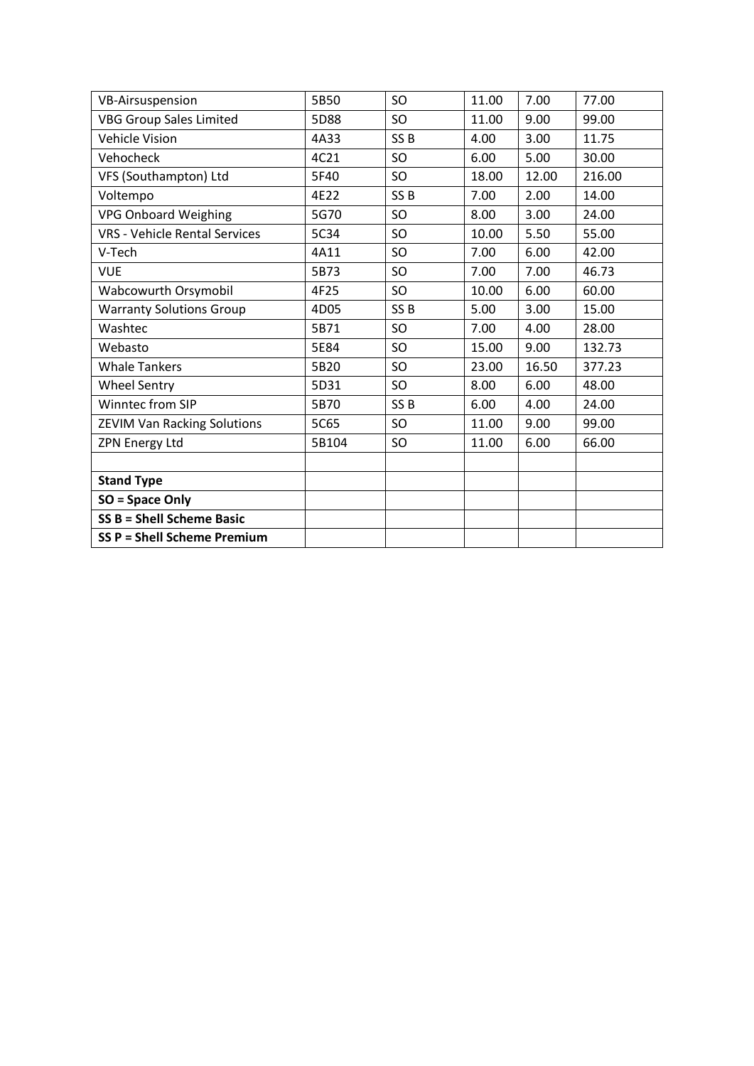| | | | | | |
|---|---|---|---|---|---|
| VB-Airsuspension | 5B50 | SO | 11.00 | 7.00 | 77.00 |
| VBG Group Sales Limited | 5D88 | SO | 11.00 | 9.00 | 99.00 |
| Vehicle Vision | 4A33 | SS B | 4.00 | 3.00 | 11.75 |
| Vehocheck | 4C21 | SO | 6.00 | 5.00 | 30.00 |
| VFS (Southampton) Ltd | 5F40 | SO | 18.00 | 12.00 | 216.00 |
| Voltempo | 4E22 | SS B | 7.00 | 2.00 | 14.00 |
| VPG Onboard Weighing | 5G70 | SO | 8.00 | 3.00 | 24.00 |
| VRS - Vehicle Rental Services | 5C34 | SO | 10.00 | 5.50 | 55.00 |
| V-Tech | 4A11 | SO | 7.00 | 6.00 | 42.00 |
| VUE | 5B73 | SO | 7.00 | 7.00 | 46.73 |
| Wabcowurth Orsymobil | 4F25 | SO | 10.00 | 6.00 | 60.00 |
| Warranty Solutions Group | 4D05 | SS B | 5.00 | 3.00 | 15.00 |
| Washtec | 5B71 | SO | 7.00 | 4.00 | 28.00 |
| Webasto | 5E84 | SO | 15.00 | 9.00 | 132.73 |
| Whale Tankers | 5B20 | SO | 23.00 | 16.50 | 377.23 |
| Wheel Sentry | 5D31 | SO | 8.00 | 6.00 | 48.00 |
| Winntec from SIP | 5B70 | SS B | 6.00 | 4.00 | 24.00 |
| ZEVIM Van Racking Solutions | 5C65 | SO | 11.00 | 9.00 | 99.00 |
| ZPN Energy Ltd | 5B104 | SO | 11.00 | 6.00 | 66.00 |
| | | | | | |
| **Stand Type** | | | | | |
| **SO = Space Only** | | | | | |
| **SS B = Shell Scheme Basic** | | | | | |
| **SS P = Shell Scheme Premium** | | | | | |